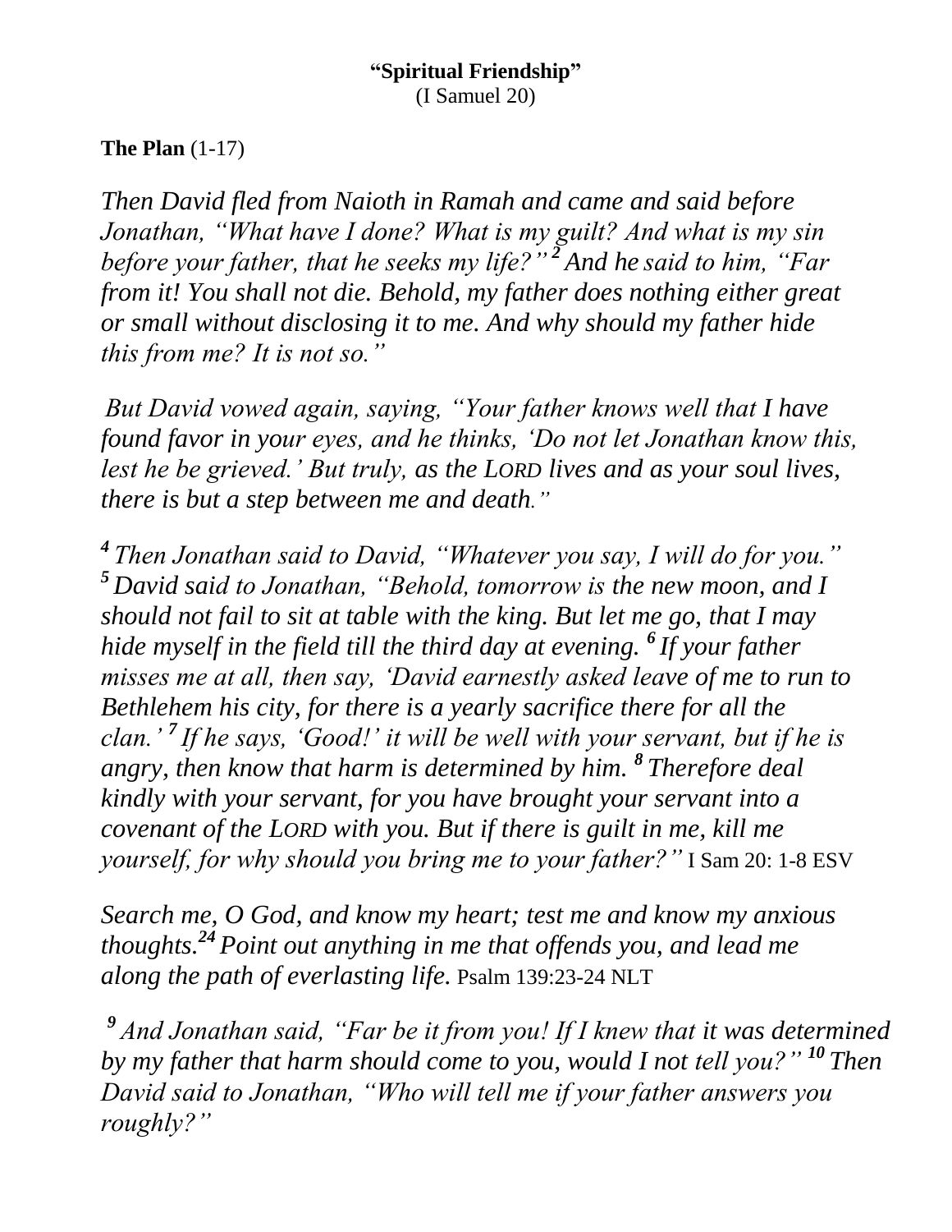**"Spiritual Friendship"**
(I Samuel 20)

**The Plan** (1-17)

*Then David fled from Naioth in Ramah and came and said before Jonathan, "What have I done? What is my guilt? And what is my sin before your father, that he seeks my life?"* [2] *And he said to him, "Far from it! You shall not die. Behold, my father does nothing either great or small without disclosing it to me. And why should my father hide this from me? It is not so."*

*But David vowed again, saying, "Your father knows well that I have found favor in your eyes, and he thinks, 'Do not let Jonathan know this, lest he be grieved.' But truly, as the LORD lives and as your soul lives, there is but a step between me and death."*

[4] *Then Jonathan said to David, "Whatever you say, I will do for you."* [5] *David said to Jonathan, "Behold, tomorrow is the new moon, and I should not fail to sit at table with the king. But let me go, that I may hide myself in the field till the third day at evening.* [6] *If your father misses me at all, then say, 'David earnestly asked leave of me to run to Bethlehem his city, for there is a yearly sacrifice there for all the clan.'* [7] *If he says, 'Good!' it will be well with your servant, but if he is angry, then know that harm is determined by him.* [8] *Therefore deal kindly with your servant, for you have brought your servant into a covenant of the LORD with you. But if there is guilt in me, kill me yourself, for why should you bring me to your father?"* I Sam 20: 1-8 ESV

*Search me, O God, and know my heart; test me and know my anxious thoughts.* [24] *Point out anything in me that offends you, and lead me along the path of everlasting life.* Psalm 139:23-24 NLT

[9] *And Jonathan said, "Far be it from you! If I knew that it was determined by my father that harm should come to you, would I not tell you?"* [10] *Then David said to Jonathan, "Who will tell me if your father answers you roughly?"*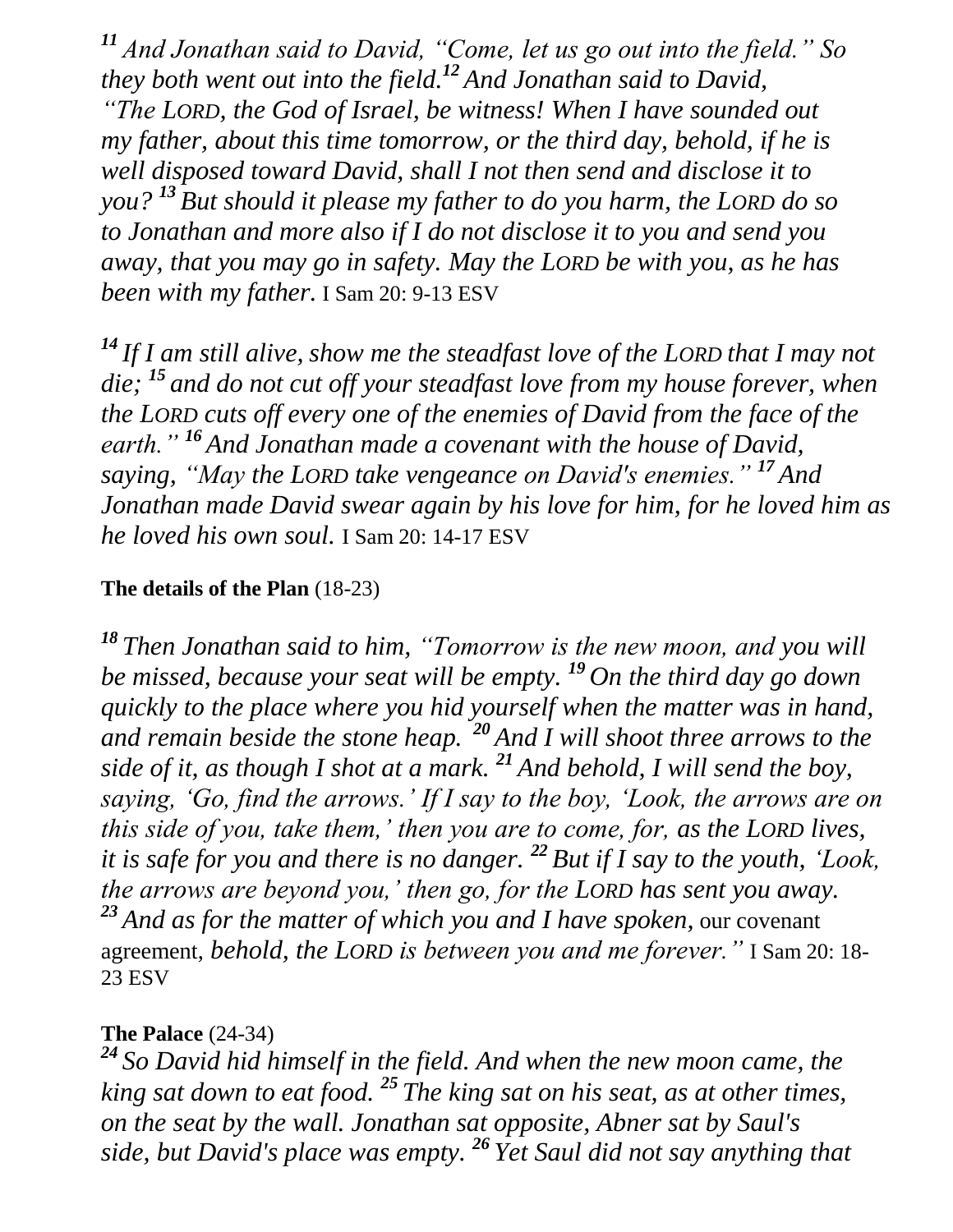*[11] And Jonathan said to David, "Come, let us go out into the field." So they both went out into the field.[12] And Jonathan said to David, "The LORD, the God of Israel, be witness! When I have sounded out my father, about this time tomorrow, or the third day, behold, if he is well disposed toward David, shall I not then send and disclose it to you? [13] But should it please my father to do you harm, the LORD do so to Jonathan and more also if I do not disclose it to you and send you away, that you may go in safety. May the LORD be with you, as he has been with my father.* I Sam 20: 9-13 ESV

*[14] If I am still alive, show me the steadfast love of the LORD that I may not die; [15] and do not cut off your steadfast love from my house forever, when the LORD cuts off every one of the enemies of David from the face of the earth." [16] And Jonathan made a covenant with the house of David, saying, "May the LORD take vengeance on David's enemies." [17] And Jonathan made David swear again by his love for him, for he loved him as he loved his own soul.* I Sam 20: 14-17 ESV

**The details of the Plan** (18-23)

*[18] Then Jonathan said to him, "Tomorrow is the new moon, and you will be missed, because your seat will be empty. [19] On the third day go down quickly to the place where you hid yourself when the matter was in hand, and remain beside the stone heap. [20] And I will shoot three arrows to the side of it, as though I shot at a mark. [21] And behold, I will send the boy, saying, 'Go, find the arrows.' If I say to the boy, 'Look, the arrows are on this side of you, take them,' then you are to come, for, as the LORD lives, it is safe for you and there is no danger. [22] But if I say to the youth, 'Look, the arrows are beyond you,' then go, for the LORD has sent you away. [23] And as for the matter of which you and I have spoken,* our covenant agreement, *behold, the LORD is between you and me forever."* I Sam 20: 18-23 ESV

**The Palace** (24-34)

*[24] So David hid himself in the field. And when the new moon came, the king sat down to eat food. [25] The king sat on his seat, as at other times, on the seat by the wall. Jonathan sat opposite, Abner sat by Saul's side, but David's place was empty. [26] Yet Saul did not say anything that*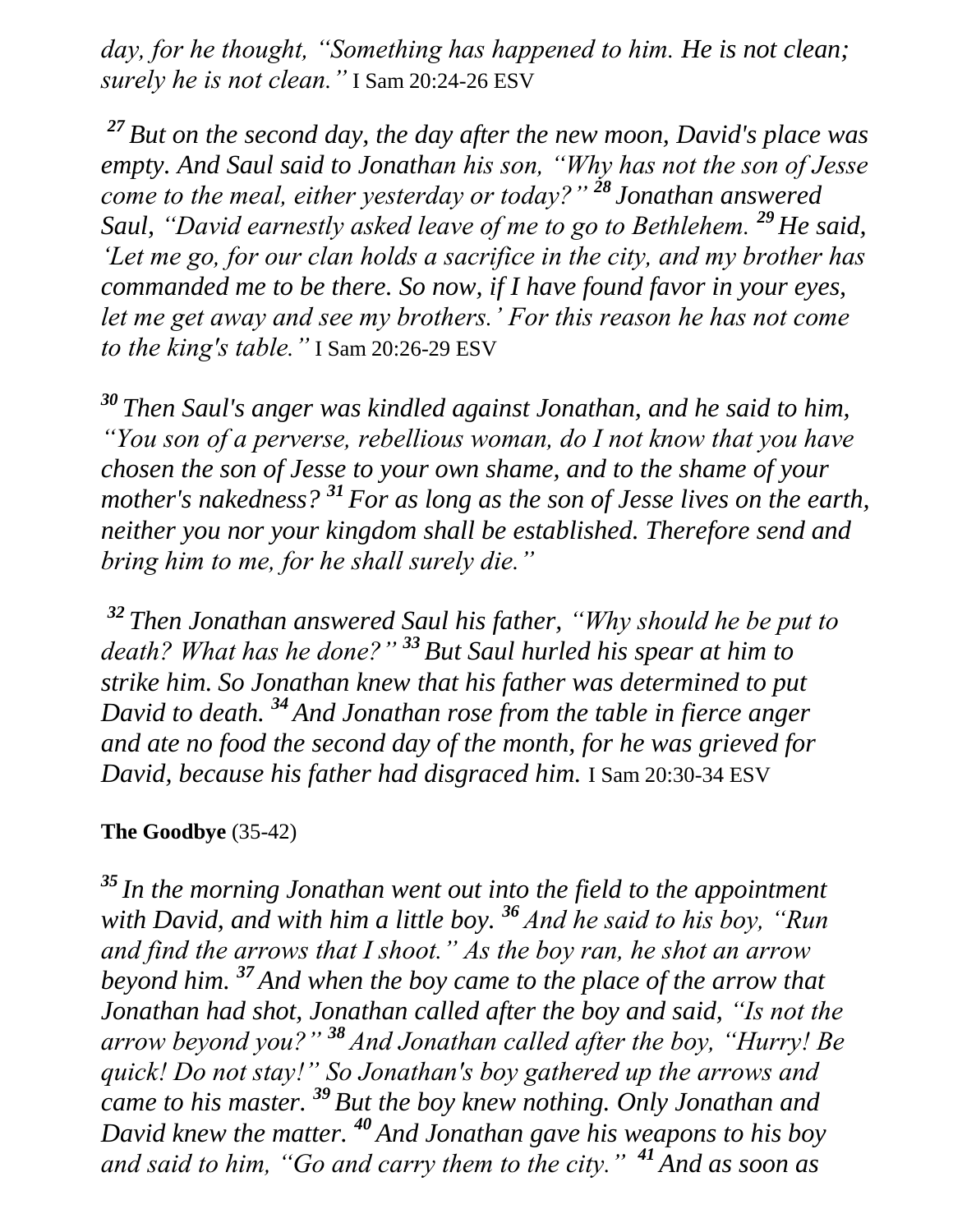*day, for he thought, "Something has happened to him. He is not clean; surely he is not clean."* I Sam 20:24-26 ESV

*[27] But on the second day, the day after the new moon, David's place was empty. And Saul said to Jonathan his son, "Why has not the son of Jesse come to the meal, either yesterday or today?" [28] Jonathan answered Saul, "David earnestly asked leave of me to go to Bethlehem. [29] He said, 'Let me go, for our clan holds a sacrifice in the city, and my brother has commanded me to be there. So now, if I have found favor in your eyes, let me get away and see my brothers.' For this reason he has not come to the king's table."* I Sam 20:26-29 ESV

*[30] Then Saul's anger was kindled against Jonathan, and he said to him, "You son of a perverse, rebellious woman, do I not know that you have chosen the son of Jesse to your own shame, and to the shame of your mother's nakedness? [31] For as long as the son of Jesse lives on the earth, neither you nor your kingdom shall be established. Therefore send and bring him to me, for he shall surely die."*

*[32] Then Jonathan answered Saul his father, "Why should he be put to death? What has he done?" [33] But Saul hurled his spear at him to strike him. So Jonathan knew that his father was determined to put David to death. [34] And Jonathan rose from the table in fierce anger and ate no food the second day of the month, for he was grieved for David, because his father had disgraced him.* I Sam 20:30-34 ESV

**The Goodbye** (35-42)

*[35] In the morning Jonathan went out into the field to the appointment with David, and with him a little boy. [36] And he said to his boy, "Run and find the arrows that I shoot." As the boy ran, he shot an arrow beyond him. [37] And when the boy came to the place of the arrow that Jonathan had shot, Jonathan called after the boy and said, "Is not the arrow beyond you?" [38] And Jonathan called after the boy, "Hurry! Be quick! Do not stay!" So Jonathan's boy gathered up the arrows and came to his master. [39] But the boy knew nothing. Only Jonathan and David knew the matter. [40] And Jonathan gave his weapons to his boy and said to him, "Go and carry them to the city." [41] And as soon as*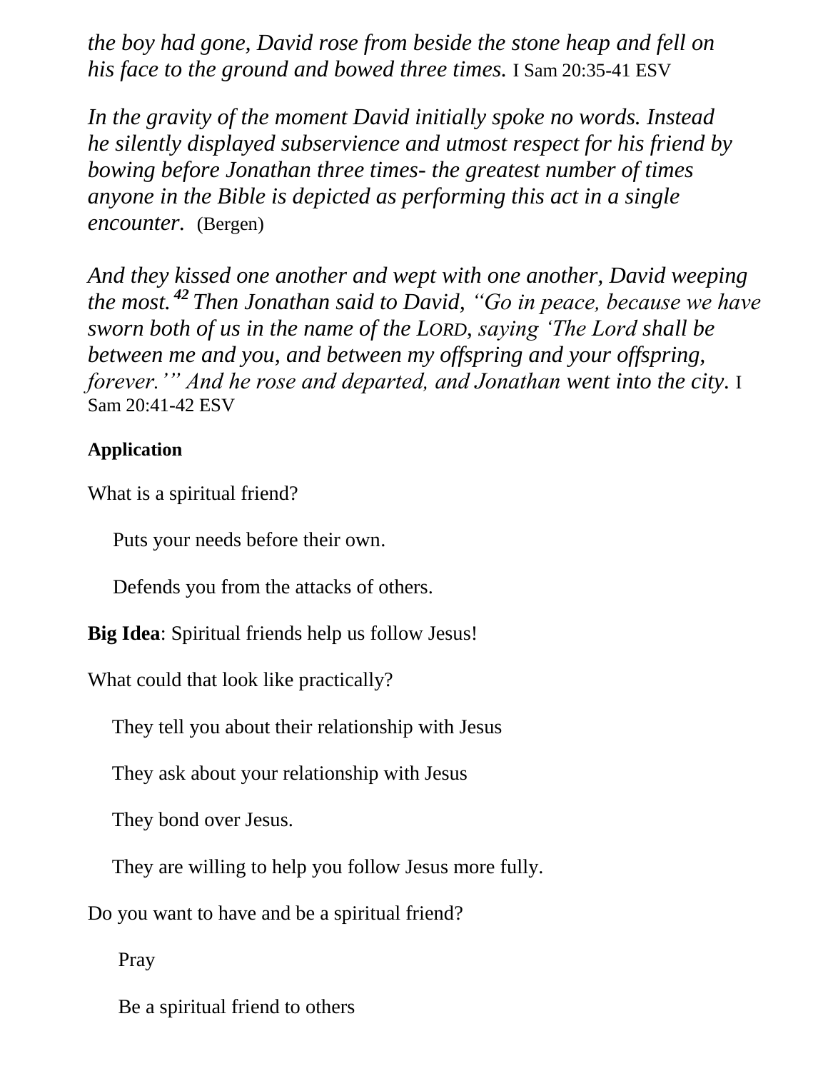*the boy had gone, David rose from beside the stone heap and fell on his face to the ground and bowed three times.* I Sam 20:35-41 ESV

*In the gravity of the moment David initially spoke no words. Instead he silently displayed subservience and utmost respect for his friend by bowing before Jonathan three times- the greatest number of times anyone in the Bible is depicted as performing this act in a single encounter.* (Bergen)

*And they kissed one another and wept with one another, David weeping the most.* ***42*** *Then Jonathan said to David, "Go in peace, because we have sworn both of us in the name of the LORD, saying 'The Lord shall be between me and you, and between my offspring and your offspring, forever.'" And he rose and departed, and Jonathan went into the city.* I Sam 20:41-42 ESV

**Application**

What is a spiritual friend?

Puts your needs before their own.

Defends you from the attacks of others.

**Big Idea**: Spiritual friends help us follow Jesus!

What could that look like practically?

They tell you about their relationship with Jesus

They ask about your relationship with Jesus

They bond over Jesus.

They are willing to help you follow Jesus more fully.

Do you want to have and be a spiritual friend?

Pray

Be a spiritual friend to others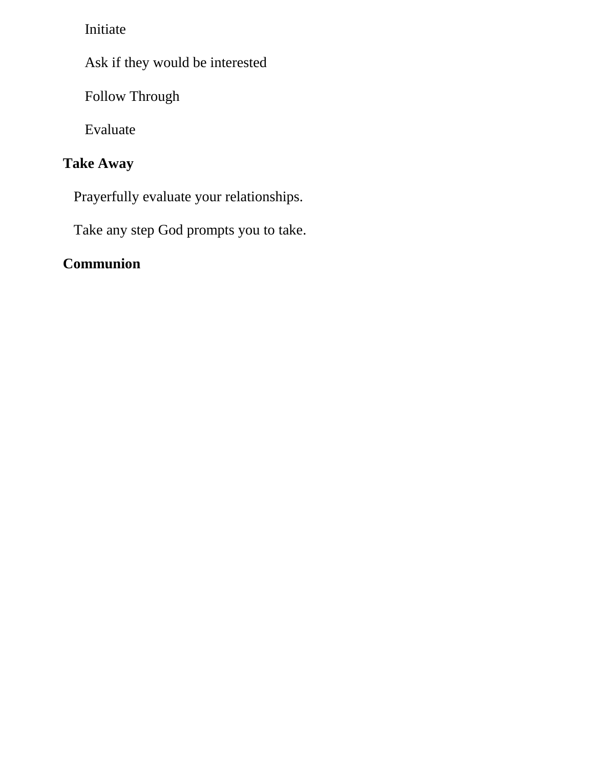Initiate

Ask if they would be interested

Follow Through

Evaluate

**Take Away**

Prayerfully evaluate your relationships.

Take any step God prompts you to take.

**Communion**